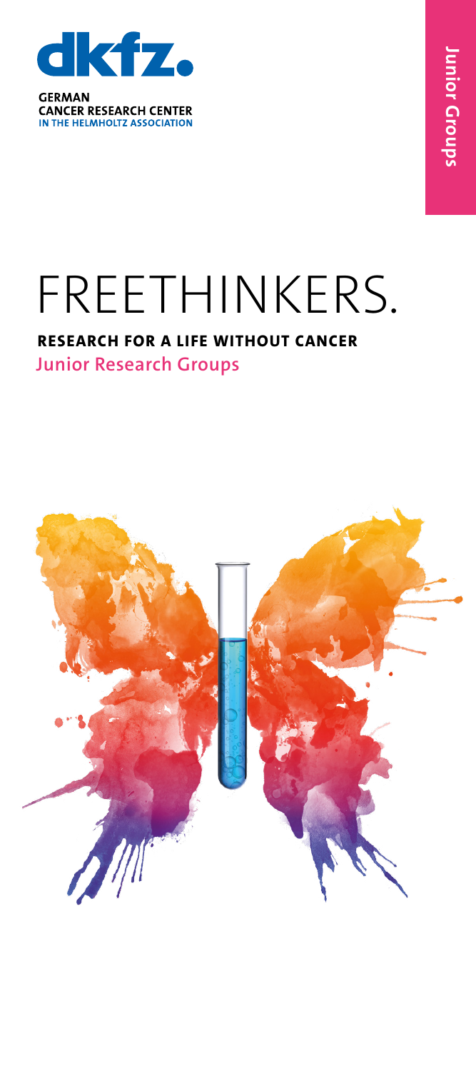dkfz.

GERMAN CANCER RESEARCH CENTER IN THE HELMHOLTZ ASSOCIATION

Junior Groups

# FREETHINKERS.

**RESEARCH FOR A LIFE WITHOUT CANCER**

## Junior Research Groups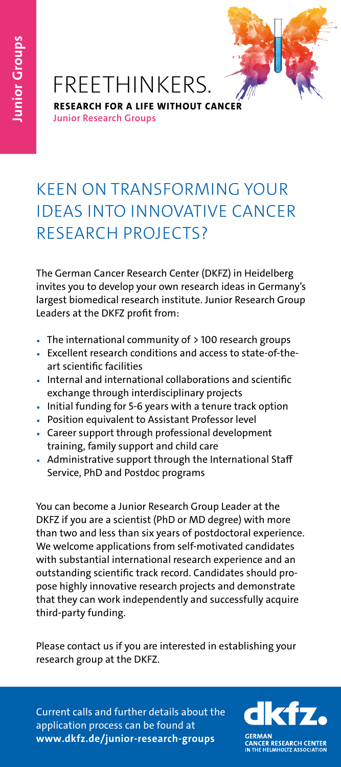Junior Groups

# FREETHINKERS.

**RESEARCH FOR A LIFE WITHOUT CANCER**

**Junior Research Groups**

## KEEN ON TRANSFORMING YOUR IDEAS INTO INNOVATIVE CANCER RESEARCH PROJECTS?

The German Cancer Research Center (DKFZ) in Heidelberg invites you to develop your own research ideas in Germany's largest biomedical research institute. Junior Research Group Leaders at the DKFZ profit from:

- The international community of > 100 research groups
- Excellent research conditions and access to state-of-the-art scientific facilities
- Internal and international collaborations and scientific exchange through interdisciplinary projects
- Initial funding for 5-6 years with a tenure track option
- Position equivalent to Assistant Professor level
- Career support through professional development training, family support and child care
- Administrative support through the International Staff Service, PhD and Postdoc programs

You can become a Junior Research Group Leader at the DKFZ if you are a scientist (PhD or MD degree) with more than two and less than six years of postdoctoral experience. We welcome applications from self-motivated candidates with substantial international research experience and an outstanding scientific track record. Candidates should propose highly innovative research projects and demonstrate that they can work independently and successfully acquire third-party funding.

Please contact us if you are interested in establishing your research group at the DKFZ.

Current calls and further details about the application process can be found at **www.dkfz.de/junior-research-groups**

dkfz. GERMAN CANCER RESEARCH CENTER IN THE HELMHOLTZ ASSOCIATION